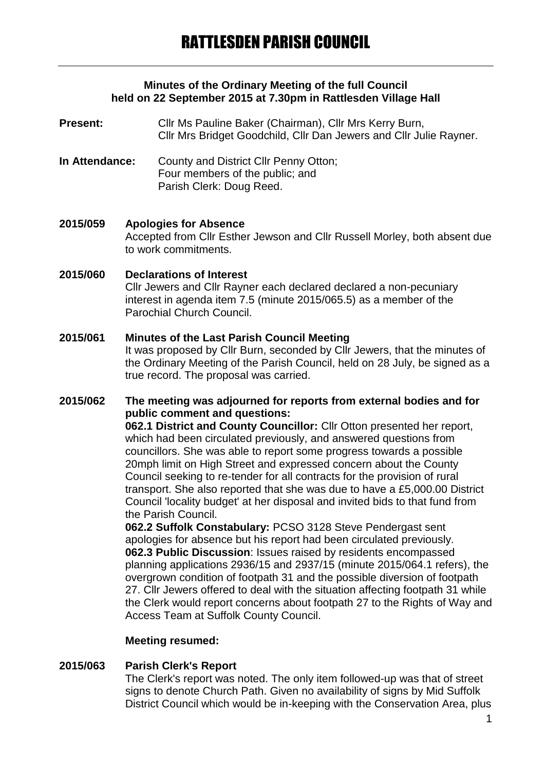# RATTLESDEN PARISH COUNCIL

**Minutes of the Ordinary Meeting of the full Council held on 22 September 2015 at 7.30pm in Rattlesden Village Hall**

**Present:** Cllr Ms Pauline Baker (Chairman), Cllr Mrs Kerry Burn, Cllr Mrs Bridget Goodchild, Cllr Dan Jewers and Cllr Julie Rayner.

**In Attendance:** County and District Cllr Penny Otton; Four members of the public; and Parish Clerk: Doug Reed.

**2015/059 Apologies for Absence**
Accepted from Cllr Esther Jewson and Cllr Russell Morley, both absent due to work commitments.

**2015/060 Declarations of Interest**
Cllr Jewers and Cllr Rayner each declared declared a non-pecuniary interest in agenda item 7.5 (minute 2015/065.5) as a member of the Parochial Church Council.

**2015/061 Minutes of the Last Parish Council Meeting**
It was proposed by Cllr Burn, seconded by Cllr Jewers, that the minutes of the Ordinary Meeting of the Parish Council, held on 28 July, be signed as a true record. The proposal was carried.

**2015/062 The meeting was adjourned for reports from external bodies and for public comment and questions:**

**062.1 District and County Councillor:** Cllr Otton presented her report, which had been circulated previously, and answered questions from councillors. She was able to report some progress towards a possible 20mph limit on High Street and expressed concern about the County Council seeking to re-tender for all contracts for the provision of rural transport. She also reported that she was due to have a £5,000.00 District Council 'locality budget' at her disposal and invited bids to that fund from the Parish Council.

**062.2 Suffolk Constabulary:** PCSO 3128 Steve Pendergast sent apologies for absence but his report had been circulated previously.

**062.3 Public Discussion**: Issues raised by residents encompassed planning applications 2936/15 and 2937/15 (minute 2015/064.1 refers), the overgrown condition of footpath 31 and the possible diversion of footpath 27. Cllr Jewers offered to deal with the situation affecting footpath 31 while the Clerk would report concerns about footpath 27 to the Rights of Way and Access Team at Suffolk County Council.

**Meeting resumed:**

**2015/063 Parish Clerk's Report**
The Clerk's report was noted. The only item followed-up was that of street signs to denote Church Path. Given no availability of signs by Mid Suffolk District Council which would be in-keeping with the Conservation Area, plus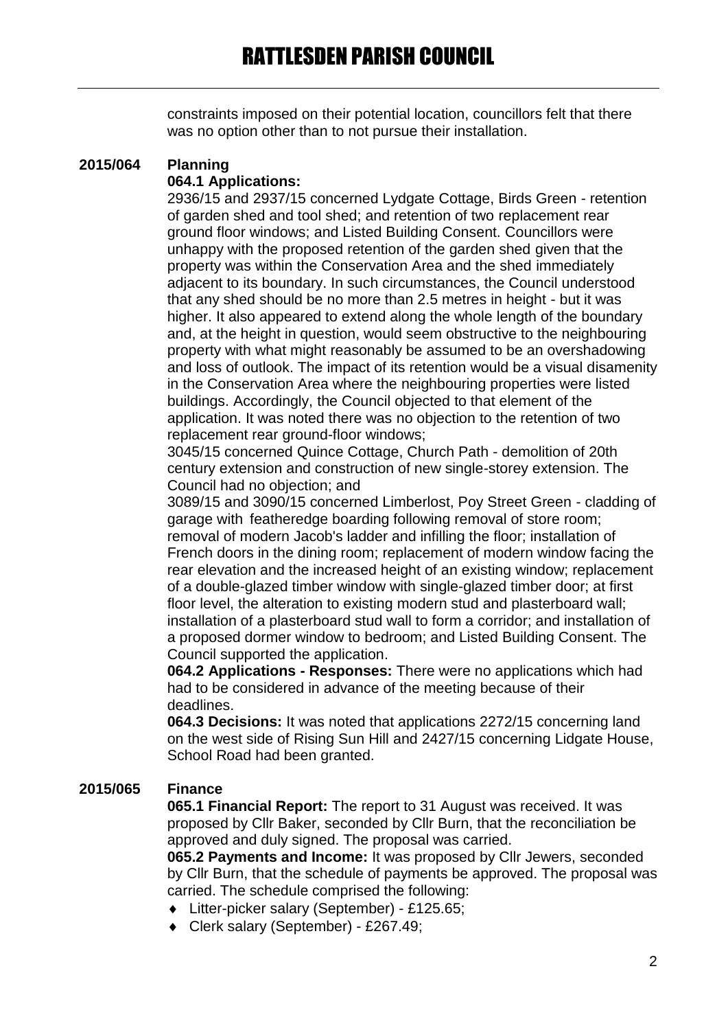constraints imposed on their potential location, councillors felt that there was no option other than to not pursue their installation.

**2015/064 Planning**

**064.1 Applications:**

2936/15 and 2937/15 concerned Lydgate Cottage, Birds Green - retention of garden shed and tool shed; and retention of two replacement rear ground floor windows; and Listed Building Consent. Councillors were unhappy with the proposed retention of the garden shed given that the property was within the Conservation Area and the shed immediately adjacent to its boundary. In such circumstances, the Council understood that any shed should be no more than 2.5 metres in height - but it was higher. It also appeared to extend along the whole length of the boundary and, at the height in question, would seem obstructive to the neighbouring property with what might reasonably be assumed to be an overshadowing and loss of outlook. The impact of its retention would be a visual disamenity in the Conservation Area where the neighbouring properties were listed buildings. Accordingly, the Council objected to that element of the application. It was noted there was no objection to the retention of two replacement rear ground-floor windows;

3045/15 concerned Quince Cottage, Church Path - demolition of 20th century extension and construction of new single-storey extension. The Council had no objection; and

3089/15 and 3090/15 concerned Limberlost, Poy Street Green - cladding of garage with featheredge boarding following removal of store room; removal of modern Jacob's ladder and infilling the floor; installation of French doors in the dining room; replacement of modern window facing the rear elevation and the increased height of an existing window; replacement of a double-glazed timber window with single-glazed timber door; at first floor level, the alteration to existing modern stud and plasterboard wall; installation of a plasterboard stud wall to form a corridor; and installation of a proposed dormer window to bedroom; and Listed Building Consent. The Council supported the application.

**064.2 Applications - Responses:** There were no applications which had had to be considered in advance of the meeting because of their deadlines.

**064.3 Decisions:** It was noted that applications 2272/15 concerning land on the west side of Rising Sun Hill and 2427/15 concerning Lidgate House, School Road had been granted.

**2015/065 Finance**

**065.1 Financial Report:** The report to 31 August was received. It was proposed by Cllr Baker, seconded by Cllr Burn, that the reconciliation be approved and duly signed. The proposal was carried.

**065.2 Payments and Income:** It was proposed by Cllr Jewers, seconded by Cllr Burn, that the schedule of payments be approved. The proposal was carried. The schedule comprised the following:

- Litter-picker salary (September) - £125.65;
- Clerk salary (September) - £267.49;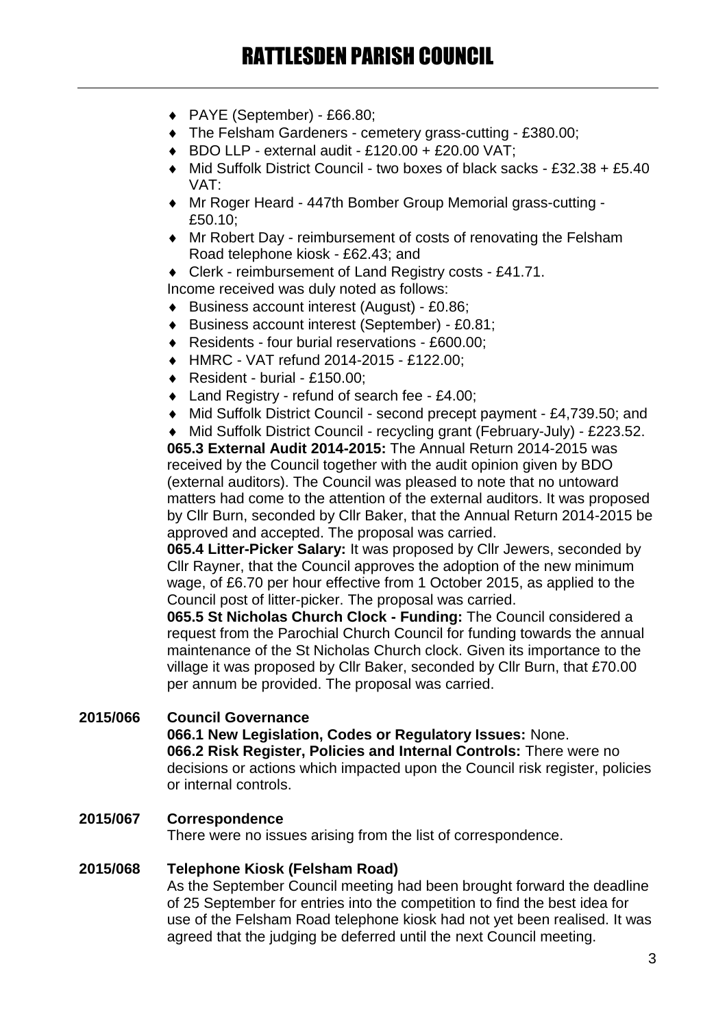- PAYE (September) - £66.80;
- The Felsham Gardeners - cemetery grass-cutting - £380.00;
- BDO LLP - external audit - £120.00 + £20.00 VAT;
- Mid Suffolk District Council - two boxes of black sacks - £32.38 + £5.40 VAT:
- Mr Roger Heard - 447th Bomber Group Memorial grass-cutting - £50.10;
- Mr Robert Day - reimbursement of costs of renovating the Felsham Road telephone kiosk - £62.43; and
- Clerk - reimbursement of Land Registry costs - £41.71.

Income received was duly noted as follows:

- Business account interest (August) - £0.86;
- Business account interest (September) - £0.81;
- Residents - four burial reservations - £600.00;
- HMRC - VAT refund 2014-2015 - £122.00;
- Resident - burial - £150.00;
- Land Registry - refund of search fee - £4.00;
- Mid Suffolk District Council - second precept payment - £4,739.50; and
- Mid Suffolk District Council - recycling grant (February-July) - £223.52.

**065.3 External Audit 2014-2015:** The Annual Return 2014-2015 was received by the Council together with the audit opinion given by BDO (external auditors). The Council was pleased to note that no untoward matters had come to the attention of the external auditors. It was proposed by Cllr Burn, seconded by Cllr Baker, that the Annual Return 2014-2015 be approved and accepted. The proposal was carried.

**065.4 Litter-Picker Salary:** It was proposed by Cllr Jewers, seconded by Cllr Rayner, that the Council approves the adoption of the new minimum wage, of £6.70 per hour effective from 1 October 2015, as applied to the Council post of litter-picker. The proposal was carried.

**065.5 St Nicholas Church Clock - Funding:** The Council considered a request from the Parochial Church Council for funding towards the annual maintenance of the St Nicholas Church clock. Given its importance to the village it was proposed by Cllr Baker, seconded by Cllr Burn, that £70.00 per annum be provided. The proposal was carried.

**2015/066 Council Governance**

**066.1 New Legislation, Codes or Regulatory Issues:** None.

**066.2 Risk Register, Policies and Internal Controls:** There were no decisions or actions which impacted upon the Council risk register, policies or internal controls.

**2015/067 Correspondence**

There were no issues arising from the list of correspondence.

**2015/068 Telephone Kiosk (Felsham Road)**

As the September Council meeting had been brought forward the deadline of 25 September for entries into the competition to find the best idea for use of the Felsham Road telephone kiosk had not yet been realised. It was agreed that the judging be deferred until the next Council meeting.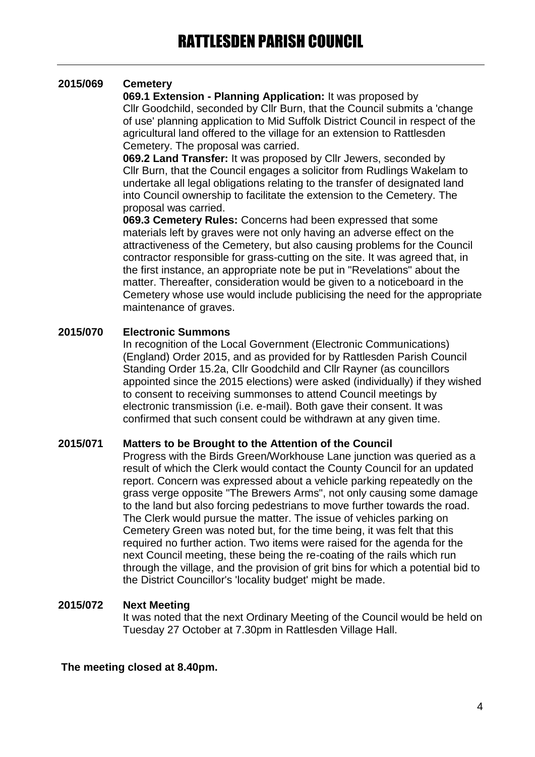## 2015/069 Cemetery

**069.1 Extension - Planning Application:** It was proposed by Cllr Goodchild, seconded by Cllr Burn, that the Council submits a 'change of use' planning application to Mid Suffolk District Council in respect of the agricultural land offered to the village for an extension to Rattlesden Cemetery. The proposal was carried.

**069.2 Land Transfer:** It was proposed by Cllr Jewers, seconded by Cllr Burn, that the Council engages a solicitor from Rudlings Wakelam to undertake all legal obligations relating to the transfer of designated land into Council ownership to facilitate the extension to the Cemetery. The proposal was carried.

**069.3 Cemetery Rules:** Concerns had been expressed that some materials left by graves were not only having an adverse effect on the attractiveness of the Cemetery, but also causing problems for the Council contractor responsible for grass-cutting on the site. It was agreed that, in the first instance, an appropriate note be put in "Revelations" about the matter. Thereafter, consideration would be given to a noticeboard in the Cemetery whose use would include publicising the need for the appropriate maintenance of graves.

## 2015/070 Electronic Summons

In recognition of the Local Government (Electronic Communications) (England) Order 2015, and as provided for by Rattlesden Parish Council Standing Order 15.2a, Cllr Goodchild and Cllr Rayner (as councillors appointed since the 2015 elections) were asked (individually) if they wished to consent to receiving summonses to attend Council meetings by electronic transmission (i.e. e-mail). Both gave their consent. It was confirmed that such consent could be withdrawn at any given time.

## 2015/071 Matters to be Brought to the Attention of the Council

Progress with the Birds Green/Workhouse Lane junction was queried as a result of which the Clerk would contact the County Council for an updated report. Concern was expressed about a vehicle parking repeatedly on the grass verge opposite "The Brewers Arms", not only causing some damage to the land but also forcing pedestrians to move further towards the road. The Clerk would pursue the matter. The issue of vehicles parking on Cemetery Green was noted but, for the time being, it was felt that this required no further action. Two items were raised for the agenda for the next Council meeting, these being the re-coating of the rails which run through the village, and the provision of grit bins for which a potential bid to the District Councillor's 'locality budget' might be made.

## 2015/072 Next Meeting

It was noted that the next Ordinary Meeting of the Council would be held on Tuesday 27 October at 7.30pm in Rattlesden Village Hall.

**The meeting closed at 8.40pm.**